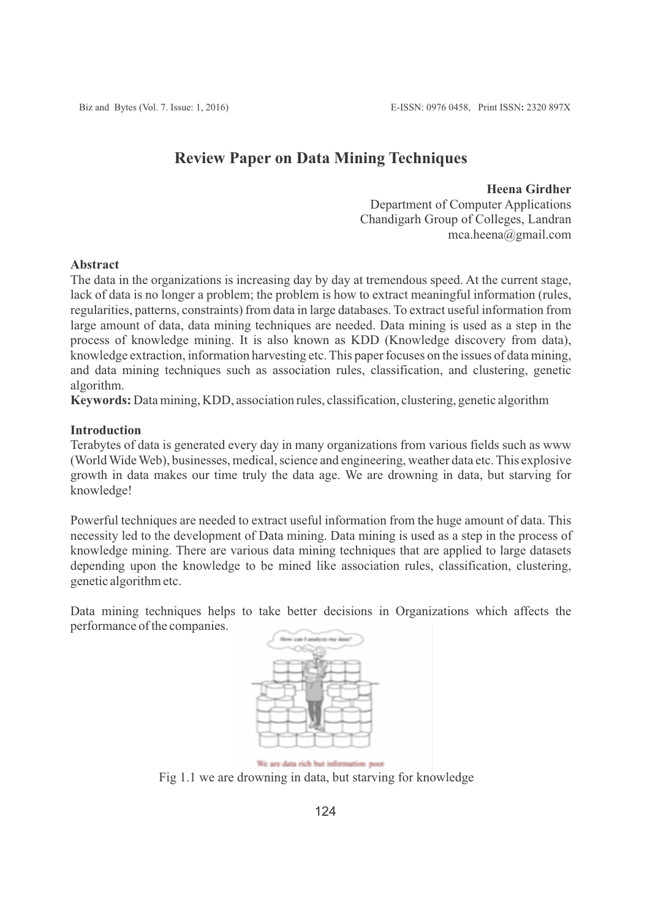# Review Paper on Data Mining Techniques

**Heena Girdher**
Department of Computer Applications
Chandigarh Group of Colleges, Landran
mca.heena@gmail.com

## Abstract

The data in the organizations is increasing day by day at tremendous speed. At the current stage, lack of data is no longer a problem; the problem is how to extract meaningful information (rules, regularities, patterns, constraints) from data in large databases. To extract useful information from large amount of data, data mining techniques are needed. Data mining is used as a step in the process of knowledge mining. It is also known as KDD (Knowledge discovery from data), knowledge extraction, information harvesting etc. This paper focuses on the issues of data mining, and data mining techniques such as association rules, classification, and clustering, genetic algorithm.

**Keywords:** Data mining, KDD, association rules, classification, clustering, genetic algorithm

## Introduction

Terabytes of data is generated every day in many organizations from various fields such as www (World Wide Web), businesses, medical, science and engineering, weather data etc. This explosive growth in data makes our time truly the data age. We are drowning in data, but starving for knowledge!

Powerful techniques are needed to extract useful information from the huge amount of data. This necessity led to the development of Data mining. Data mining is used as a step in the process of knowledge mining. There are various data mining techniques that are applied to large datasets depending upon the knowledge to be mined like association rules, classification, clustering, genetic algorithm etc.

Data mining techniques helps to take better decisions in Organizations which affects the performance of the companies.

Fig 1.1 we are drowning in data, but starving for knowledge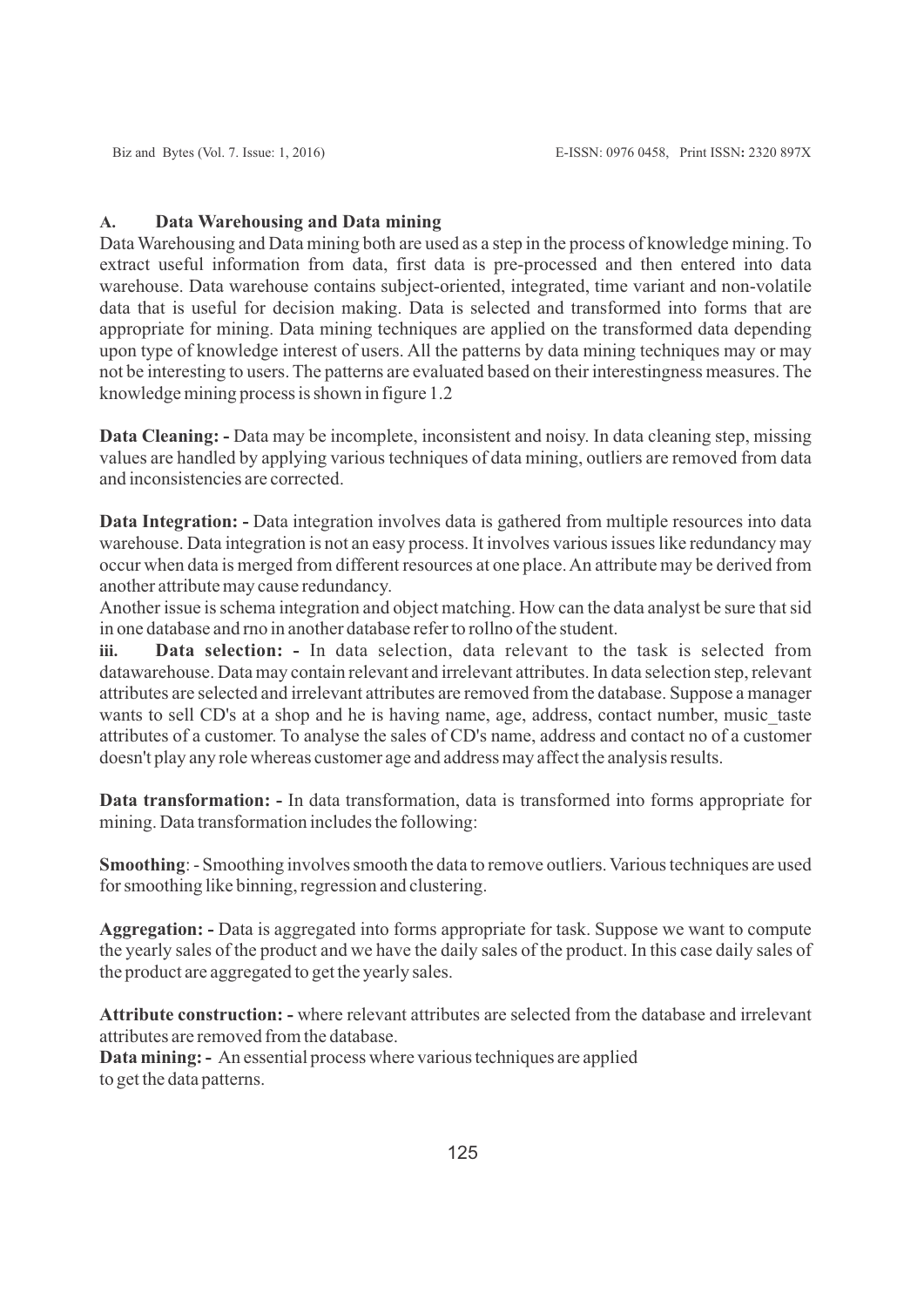### A. Data Warehousing and Data mining

Data Warehousing and Data mining both are used as a step in the process of knowledge mining. To extract useful information from data, first data is pre-processed and then entered into data warehouse. Data warehouse contains subject-oriented, integrated, time variant and non-volatile data that is useful for decision making. Data is selected and transformed into forms that are appropriate for mining. Data mining techniques are applied on the transformed data depending upon type of knowledge interest of users. All the patterns by data mining techniques may or may not be interesting to users. The patterns are evaluated based on their interestingness measures. The knowledge mining process is shown in figure 1.2

**Data Cleaning: -** Data may be incomplete, inconsistent and noisy. In data cleaning step, missing values are handled by applying various techniques of data mining, outliers are removed from data and inconsistencies are corrected.

**Data Integration: -** Data integration involves data is gathered from multiple resources into data warehouse. Data integration is not an easy process. It involves various issues like redundancy may occur when data is merged from different resources at one place. An attribute may be derived from another attribute may cause redundancy.
Another issue is schema integration and object matching. How can the data analyst be sure that sid in one database and rno in another database refer to rollno of the student.

**iii. Data selection: -** In data selection, data relevant to the task is selected from datawarehouse. Data may contain relevant and irrelevant attributes. In data selection step, relevant attributes are selected and irrelevant attributes are removed from the database. Suppose a manager wants to sell CD's at a shop and he is having name, age, address, contact number, music_taste attributes of a customer. To analyse the sales of CD's name, address and contact no of a customer doesn't play any role whereas customer age and address may affect the analysis results.

**Data transformation: -** In data transformation, data is transformed into forms appropriate for mining. Data transformation includes the following:

**Smoothing**: - Smoothing involves smooth the data to remove outliers. Various techniques are used for smoothing like binning, regression and clustering.

**Aggregation: -** Data is aggregated into forms appropriate for task. Suppose we want to compute the yearly sales of the product and we have the daily sales of the product. In this case daily sales of the product are aggregated to get the yearly sales.

**Attribute construction: -** where relevant attributes are selected from the database and irrelevant attributes are removed from the database.
**Data mining: -** An essential process where various techniques are applied to get the data patterns.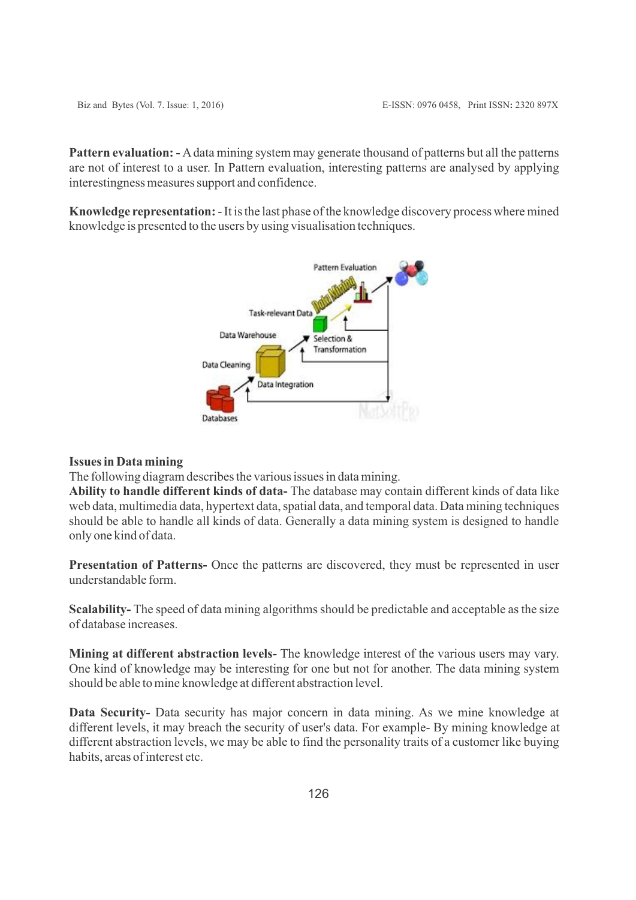**Pattern evaluation: -** A data mining system may generate thousand of patterns but all the patterns are not of interest to a user. In Pattern evaluation, interesting patterns are analysed by applying interestingness measures support and confidence.

**Knowledge representation:** - It is the last phase of the knowledge discovery process where mined knowledge is presented to the users by using visualisation techniques.

**Issues in Data mining**

The following diagram describes the various issues in data mining.

**Ability to handle different kinds of data-** The database may contain different kinds of data like web data, multimedia data, hypertext data, spatial data, and temporal data. Data mining techniques should be able to handle all kinds of data. Generally a data mining system is designed to handle only one kind of data.

**Presentation of Patterns-** Once the patterns are discovered, they must be represented in user understandable form.

**Scalability-** The speed of data mining algorithms should be predictable and acceptable as the size of database increases.

**Mining at different abstraction levels-** The knowledge interest of the various users may vary. One kind of knowledge may be interesting for one but not for another. The data mining system should be able to mine knowledge at different abstraction level.

**Data Security-** Data security has major concern in data mining. As we mine knowledge at different levels, it may breach the security of user's data. For example- By mining knowledge at different abstraction levels, we may be able to find the personality traits of a customer like buying habits, areas of interest etc.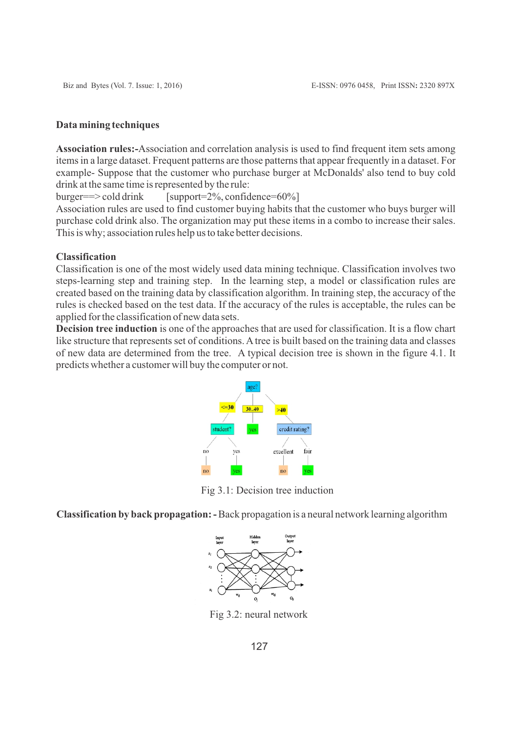## Data mining techniques

**Association rules:-**Association and correlation analysis is used to find frequent item sets among items in a large dataset. Frequent patterns are those patterns that appear frequently in a dataset. For example- Suppose that the customer who purchase burger at McDonalds' also tend to buy cold drink at the same time is represented by the rule:

burger==> cold drink [support=2%, confidence=60%]

Association rules are used to find customer buying habits that the customer who buys burger will purchase cold drink also. The organization may put these items in a combo to increase their sales. This is why; association rules help us to take better decisions.

## Classification

Classification is one of the most widely used data mining technique. Classification involves two steps-learning step and training step. In the learning step, a model or classification rules are created based on the training data by classification algorithm. In training step, the accuracy of the rules is checked based on the test data. If the accuracy of the rules is acceptable, the rules can be applied for the classification of new data sets.

**Decision tree induction** is one of the approaches that are used for classification. It is a flow chart like structure that represents set of conditions. A tree is built based on the training data and classes of new data are determined from the tree. A typical decision tree is shown in the figure 4.1. It predicts whether a customer will buy the computer or not.

Fig 3.1: Decision tree induction

**Classification by back propagation: -** Back propagation is a neural network learning algorithm

Fig 3.2: neural network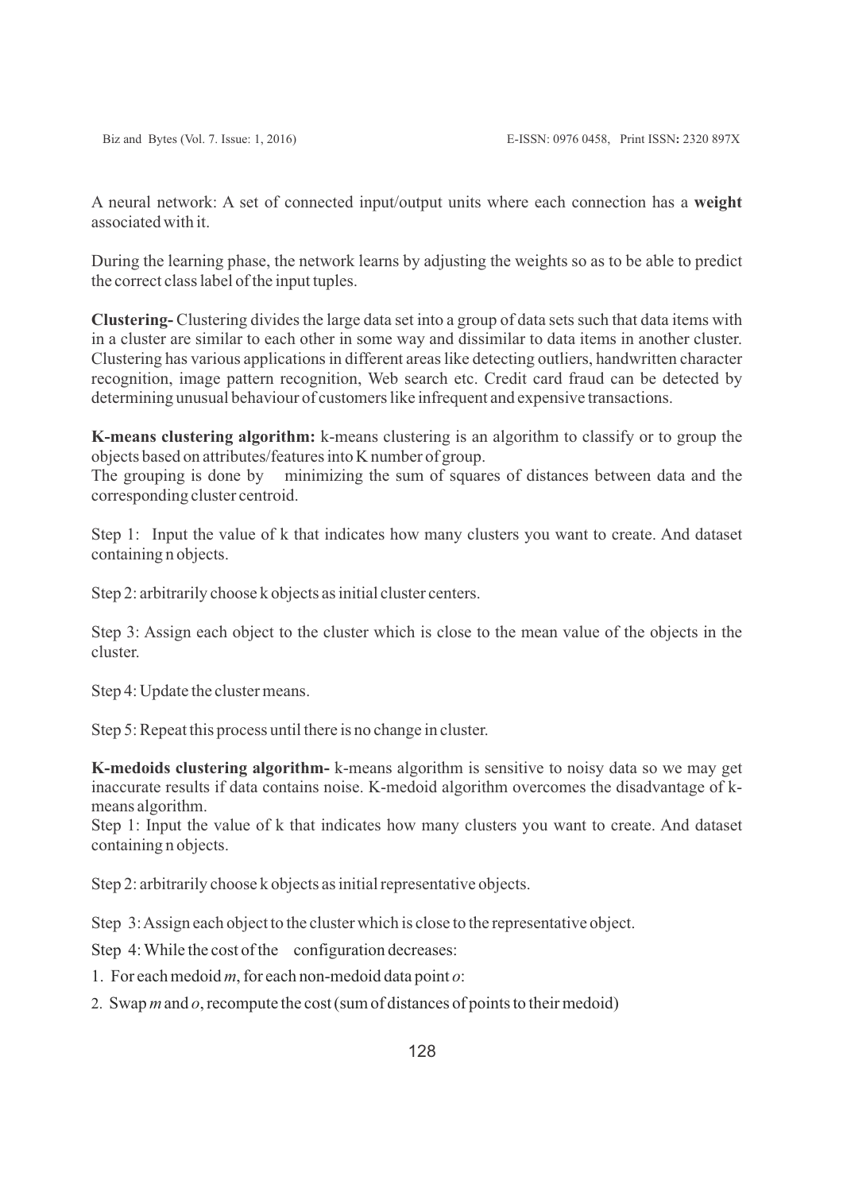A neural network: A set of connected input/output units where each connection has a **weight** associated with it.

During the learning phase, the network learns by adjusting the weights so as to be able to predict the correct class label of the input tuples.

**Clustering-** Clustering divides the large data set into a group of data sets such that data items with in a cluster are similar to each other in some way and dissimilar to data items in another cluster. Clustering has various applications in different areas like detecting outliers, handwritten character recognition, image pattern recognition, Web search etc. Credit card fraud can be detected by determining unusual behaviour of customers like infrequent and expensive transactions.

**K-means clustering algorithm:** k-means clustering is an algorithm to classify or to group the objects based on attributes/features into K number of group.
The grouping is done by minimizing the sum of squares of distances between data and the corresponding cluster centroid.

Step 1: Input the value of k that indicates how many clusters you want to create. And dataset containing n objects.

Step 2: arbitrarily choose k objects as initial cluster centers.

Step 3: Assign each object to the cluster which is close to the mean value of the objects in the cluster.

Step 4: Update the cluster means.

Step 5: Repeat this process until there is no change in cluster.

**K-medoids clustering algorithm-** k-means algorithm is sensitive to noisy data so we may get inaccurate results if data contains noise. K-medoid algorithm overcomes the disadvantage of k-means algorithm.
Step 1: Input the value of k that indicates how many clusters you want to create. And dataset containing n objects.

Step 2: arbitrarily choose k objects as initial representative objects.

Step 3: Assign each object to the cluster which is close to the representative object.

Step 4: While the cost of the configuration decreases:

1. For each medoid *m*, for each non-medoid data point *o*:
2. Swap *m* and *o*, recompute the cost (sum of distances of points to their medoid)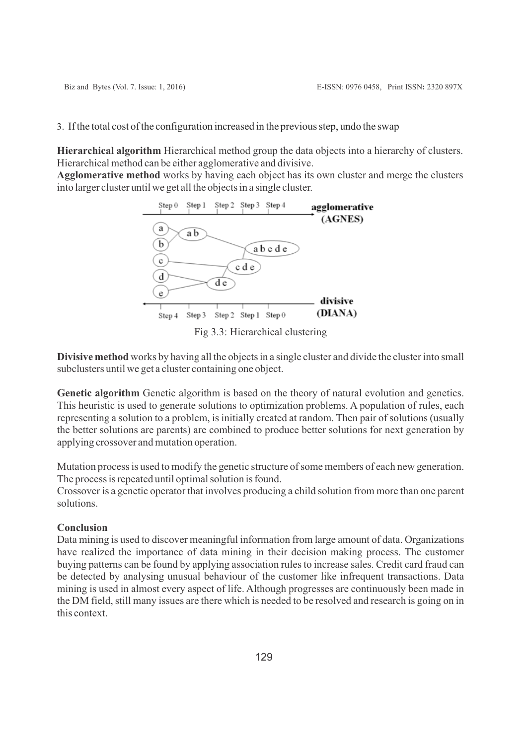3. If the total cost of the configuration increased in the previous step, undo the swap

**Hierarchical algorithm** Hierarchical method group the data objects into a hierarchy of clusters. Hierarchical method can be either agglomerative and divisive.

**Agglomerative method** works by having each object has its own cluster and merge the clusters into larger cluster until we get all the objects in a single cluster.

Fig 3.3: Hierarchical clustering

**Divisive method** works by having all the objects in a single cluster and divide the cluster into small subclusters until we get a cluster containing one object.

**Genetic algorithm** Genetic algorithm is based on the theory of natural evolution and genetics. This heuristic is used to generate solutions to optimization problems. A population of rules, each representing a solution to a problem, is initially created at random. Then pair of solutions (usually the better solutions are parents) are combined to produce better solutions for next generation by applying crossover and mutation operation.

Mutation process is used to modify the genetic structure of some members of each new generation. The process is repeated until optimal solution is found.

Crossover is a genetic operator that involves producing a child solution from more than one parent solutions.

**Conclusion**

Data mining is used to discover meaningful information from large amount of data. Organizations have realized the importance of data mining in their decision making process. The customer buying patterns can be found by applying association rules to increase sales. Credit card fraud can be detected by analysing unusual behaviour of the customer like infrequent transactions. Data mining is used in almost every aspect of life. Although progresses are continuously been made in the DM field, still many issues are there which is needed to be resolved and research is going on in this context.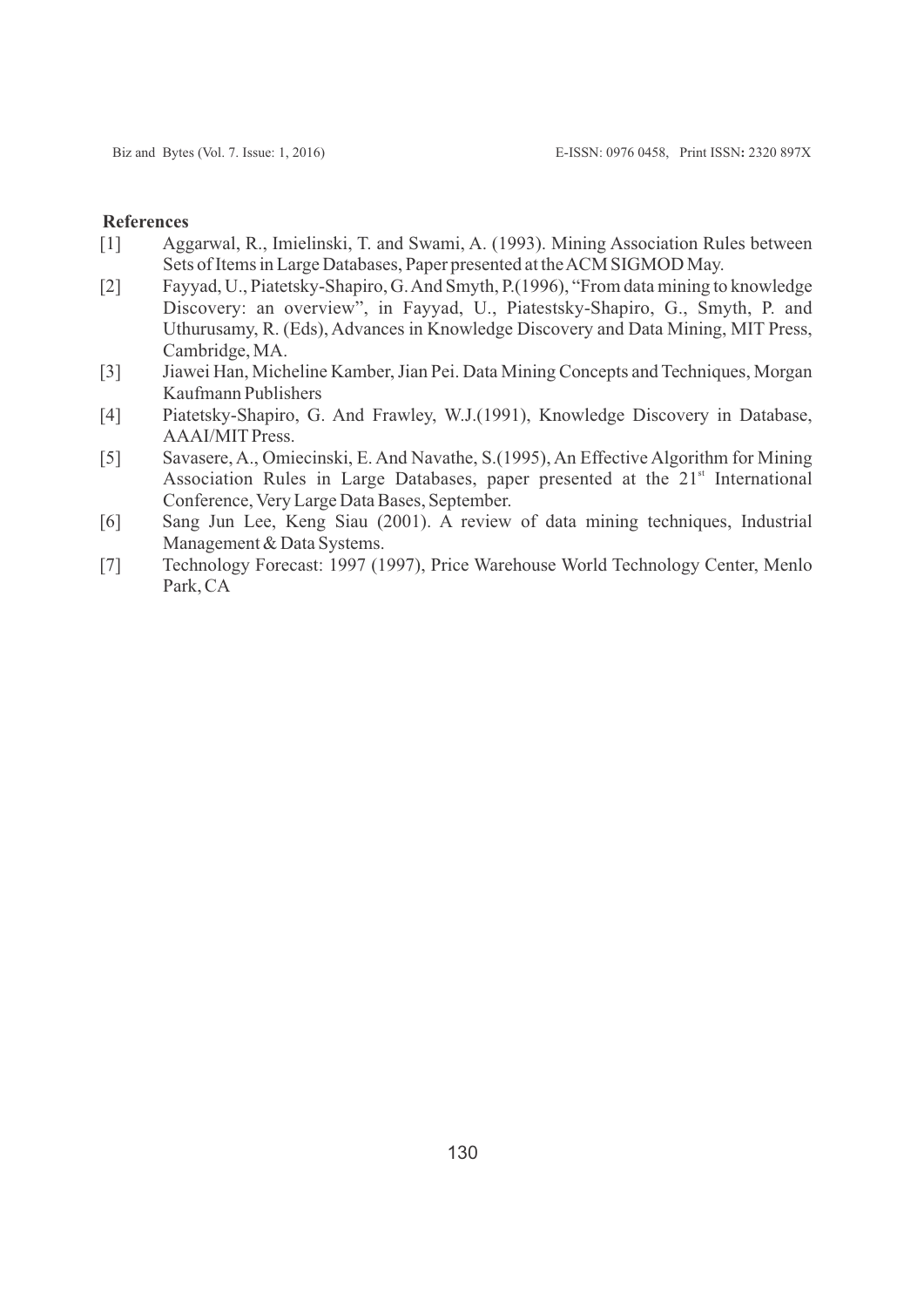**References**

[1] Aggarwal, R., Imielinski, T. and Swami, A. (1993). Mining Association Rules between Sets of Items in Large Databases, Paper presented at the ACM SIGMOD May.

[2] Fayyad, U., Piatetsky-Shapiro, G. And Smyth, P.(1996), "From data mining to knowledge Discovery: an overview", in Fayyad, U., Piatestsky-Shapiro, G., Smyth, P. and Uthurusamy, R. (Eds), Advances in Knowledge Discovery and Data Mining, MIT Press, Cambridge, MA.

[3] Jiawei Han, Micheline Kamber, Jian Pei. Data Mining Concepts and Techniques, Morgan Kaufmann Publishers

[4] Piatetsky-Shapiro, G. And Frawley, W.J.(1991), Knowledge Discovery in Database, AAAI/MIT Press.

[5] Savasere, A., Omiecinski, E. And Navathe, S.(1995), An Effective Algorithm for Mining Association Rules in Large Databases, paper presented at the 21st International Conference, Very Large Data Bases, September.

[6] Sang Jun Lee, Keng Siau (2001). A review of data mining techniques, Industrial Management & Data Systems.

[7] Technology Forecast: 1997 (1997), Price Warehouse World Technology Center, Menlo Park, CA